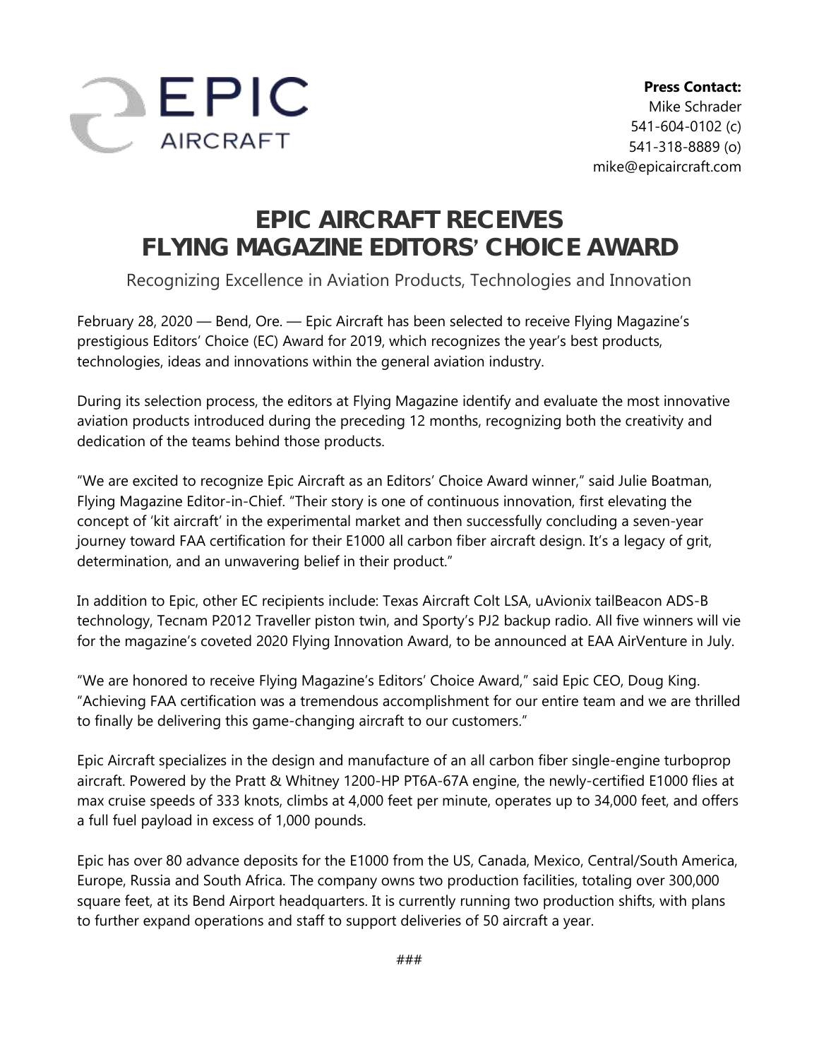EPIC AIRCRAFT

**Press Contact:**
Mike Schrader
541-604-0102 (c)
541-318-8889 (o)
mike@epicaircraft.com

# EPIC AIRCRAFT RECEIVES FLYING MAGAZINE EDITORS' CHOICE AWARD

Recognizing Excellence in Aviation Products, Technologies and Innovation

February 28, 2020 — Bend, Ore. — Epic Aircraft has been selected to receive Flying Magazine's prestigious Editors' Choice (EC) Award for 2019, which recognizes the year's best products, technologies, ideas and innovations within the general aviation industry.

During its selection process, the editors at Flying Magazine identify and evaluate the most innovative aviation products introduced during the preceding 12 months, recognizing both the creativity and dedication of the teams behind those products.

"We are excited to recognize Epic Aircraft as an Editors' Choice Award winner," said Julie Boatman, Flying Magazine Editor-in-Chief. "Their story is one of continuous innovation, first elevating the concept of 'kit aircraft' in the experimental market and then successfully concluding a seven-year journey toward FAA certification for their E1000 all carbon fiber aircraft design. It's a legacy of grit, determination, and an unwavering belief in their product."

In addition to Epic, other EC recipients include: Texas Aircraft Colt LSA, uAvionix tailBeacon ADS-B technology, Tecnam P2012 Traveller piston twin, and Sporty's PJ2 backup radio. All five winners will vie for the magazine's coveted 2020 Flying Innovation Award, to be announced at EAA AirVenture in July.

"We are honored to receive Flying Magazine's Editors' Choice Award," said Epic CEO, Doug King. "Achieving FAA certification was a tremendous accomplishment for our entire team and we are thrilled to finally be delivering this game-changing aircraft to our customers."

Epic Aircraft specializes in the design and manufacture of an all carbon fiber single-engine turboprop aircraft. Powered by the Pratt & Whitney 1200-HP PT6A-67A engine, the newly-certified E1000 flies at max cruise speeds of 333 knots, climbs at 4,000 feet per minute, operates up to 34,000 feet, and offers a full fuel payload in excess of 1,000 pounds.

Epic has over 80 advance deposits for the E1000 from the US, Canada, Mexico, Central/South America, Europe, Russia and South Africa. The company owns two production facilities, totaling over 300,000 square feet, at its Bend Airport headquarters. It is currently running two production shifts, with plans to further expand operations and staff to support deliveries of 50 aircraft a year.

###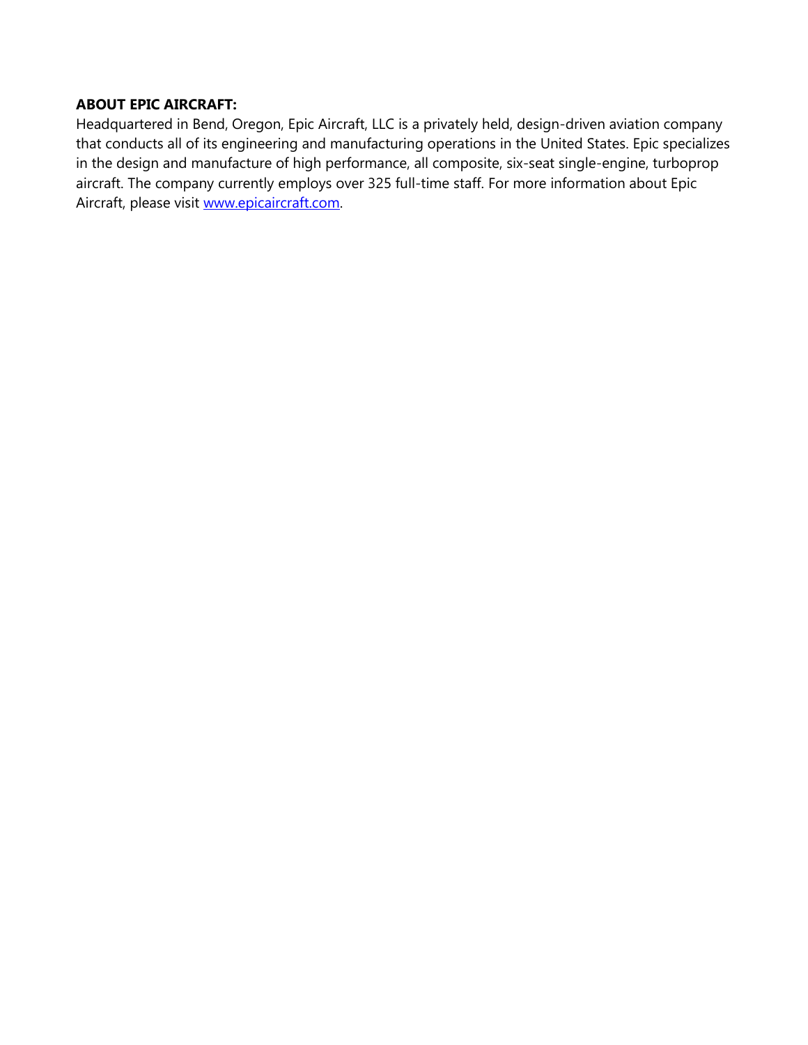**ABOUT EPIC AIRCRAFT:**

Headquartered in Bend, Oregon, Epic Aircraft, LLC is a privately held, design-driven aviation company that conducts all of its engineering and manufacturing operations in the United States. Epic specializes in the design and manufacture of high performance, all composite, six-seat single-engine, turboprop aircraft. The company currently employs over 325 full-time staff. For more information about Epic Aircraft, please visit [www.epicaircraft.com](http://www.epicaircraft.com).